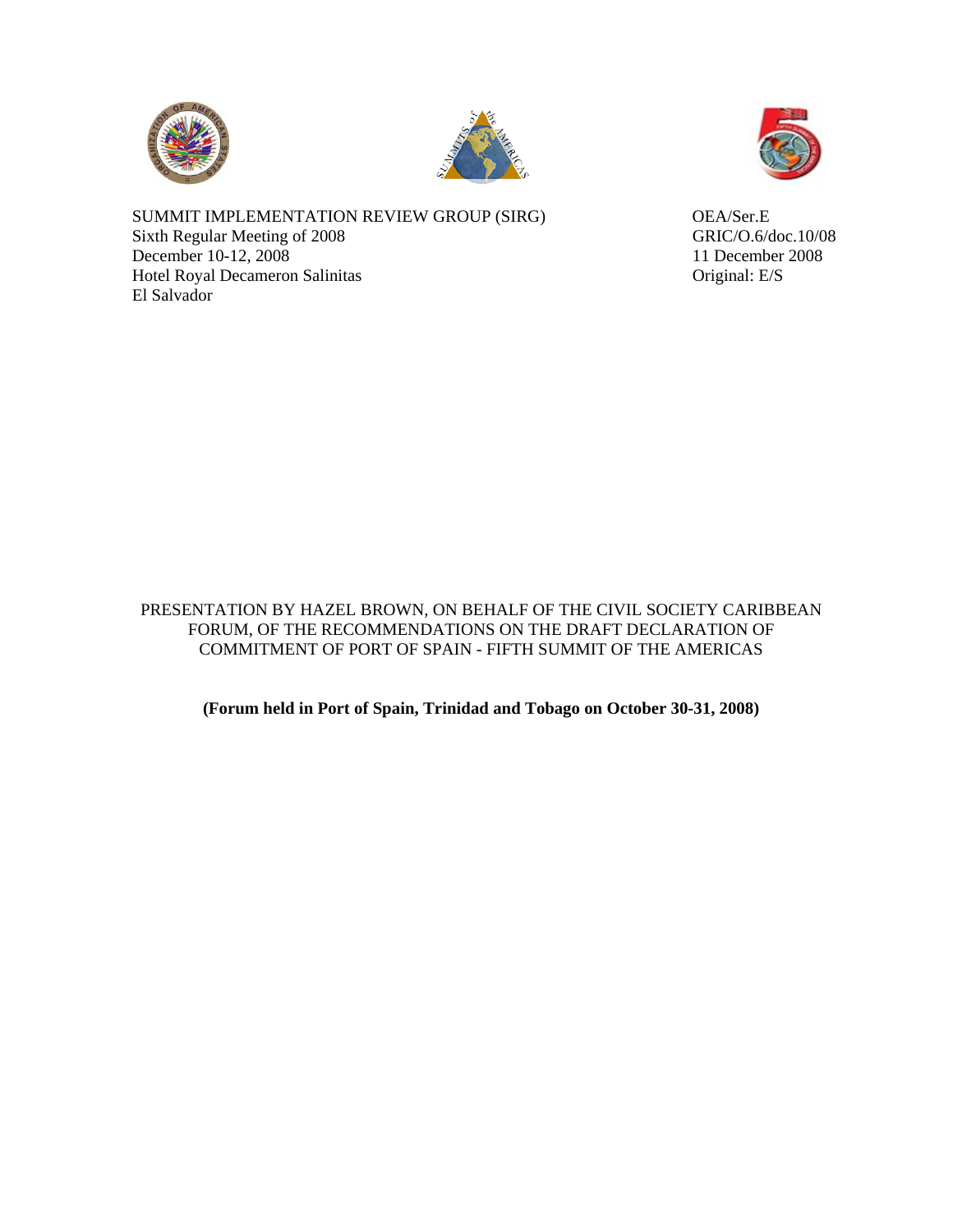SUMMIT IMPLEMENTATION REVIEW GROUP (SIRG)
Sixth Regular Meeting of 2008
December 10-12, 2008
Hotel Royal Decameron Salinitas
El Salvador

OEA/Ser.E
GRIC/O.6/doc.10/08
11 December 2008
Original: E/S

PRESENTATION BY HAZEL BROWN, ON BEHALF OF THE CIVIL SOCIETY CARIBBEAN FORUM, OF THE RECOMMENDATIONS ON THE DRAFT DECLARATION OF COMMITMENT OF PORT OF SPAIN - FIFTH SUMMIT OF THE AMERICAS

**(Forum held in Port of Spain, Trinidad and Tobago on October 30-31, 2008)**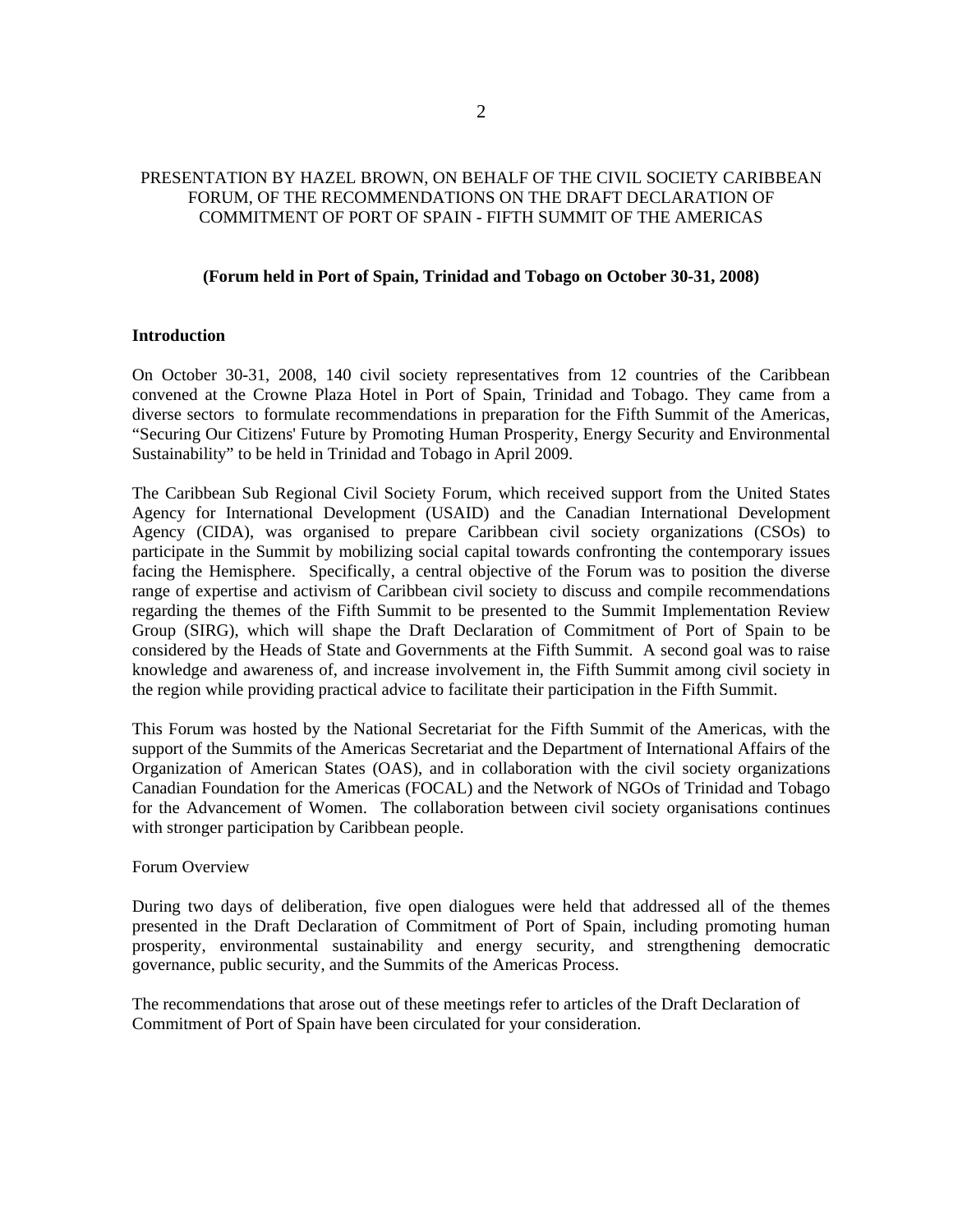# PRESENTATION BY HAZEL BROWN, ON BEHALF OF THE CIVIL SOCIETY CARIBBEAN FORUM, OF THE RECOMMENDATIONS ON THE DRAFT DECLARATION OF COMMITMENT OF PORT OF SPAIN - FIFTH SUMMIT OF THE AMERICAS

**(Forum held in Port of Spain, Trinidad and Tobago on October 30-31, 2008)**

## Introduction

On October 30-31, 2008, 140 civil society representatives from 12 countries of the Caribbean convened at the Crowne Plaza Hotel in Port of Spain, Trinidad and Tobago. They came from a diverse sectors to formulate recommendations in preparation for the Fifth Summit of the Americas, "Securing Our Citizens' Future by Promoting Human Prosperity, Energy Security and Environmental Sustainability" to be held in Trinidad and Tobago in April 2009.

The Caribbean Sub Regional Civil Society Forum, which received support from the United States Agency for International Development (USAID) and the Canadian International Development Agency (CIDA), was organised to prepare Caribbean civil society organizations (CSOs) to participate in the Summit by mobilizing social capital towards confronting the contemporary issues facing the Hemisphere. Specifically, a central objective of the Forum was to position the diverse range of expertise and activism of Caribbean civil society to discuss and compile recommendations regarding the themes of the Fifth Summit to be presented to the Summit Implementation Review Group (SIRG), which will shape the Draft Declaration of Commitment of Port of Spain to be considered by the Heads of State and Governments at the Fifth Summit. A second goal was to raise knowledge and awareness of, and increase involvement in, the Fifth Summit among civil society in the region while providing practical advice to facilitate their participation in the Fifth Summit.

This Forum was hosted by the National Secretariat for the Fifth Summit of the Americas, with the support of the Summits of the Americas Secretariat and the Department of International Affairs of the Organization of American States (OAS), and in collaboration with the civil society organizations Canadian Foundation for the Americas (FOCAL) and the Network of NGOs of Trinidad and Tobago for the Advancement of Women. The collaboration between civil society organisations continues with stronger participation by Caribbean people.

Forum Overview

During two days of deliberation, five open dialogues were held that addressed all of the themes presented in the Draft Declaration of Commitment of Port of Spain, including promoting human prosperity, environmental sustainability and energy security, and strengthening democratic governance, public security, and the Summits of the Americas Process.

The recommendations that arose out of these meetings refer to articles of the Draft Declaration of Commitment of Port of Spain have been circulated for your consideration.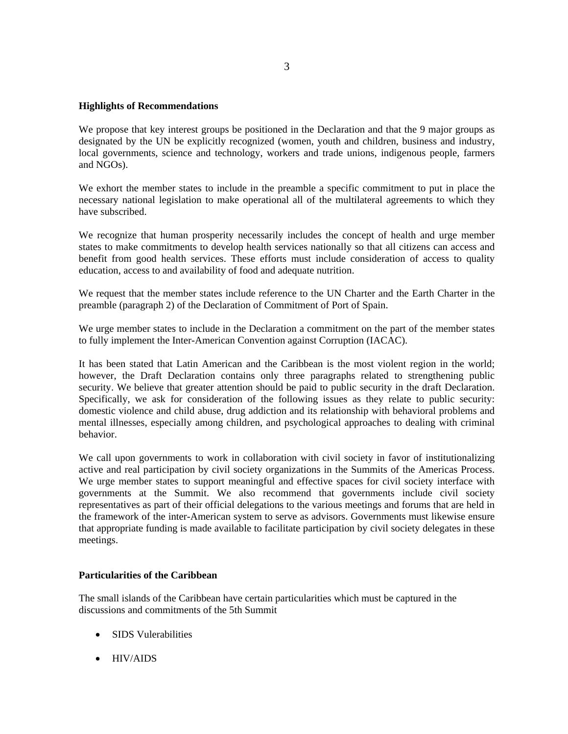**Highlights of Recommendations**

We propose that key interest groups be positioned in the Declaration and that the 9 major groups as designated by the UN be explicitly recognized (women, youth and children, business and industry, local governments, science and technology, workers and trade unions, indigenous people, farmers and NGOs).

We exhort the member states to include in the preamble a specific commitment to put in place the necessary national legislation to make operational all of the multilateral agreements to which they have subscribed.

We recognize that human prosperity necessarily includes the concept of health and urge member states to make commitments to develop health services nationally so that all citizens can access and benefit from good health services. These efforts must include consideration of access to quality education, access to and availability of food and adequate nutrition.

We request that the member states include reference to the UN Charter and the Earth Charter in the preamble (paragraph 2) of the Declaration of Commitment of Port of Spain.

We urge member states to include in the Declaration a commitment on the part of the member states to fully implement the Inter-American Convention against Corruption (IACAC).

It has been stated that Latin American and the Caribbean is the most violent region in the world; however, the Draft Declaration contains only three paragraphs related to strengthening public security. We believe that greater attention should be paid to public security in the draft Declaration. Specifically, we ask for consideration of the following issues as they relate to public security: domestic violence and child abuse, drug addiction and its relationship with behavioral problems and mental illnesses, especially among children, and psychological approaches to dealing with criminal behavior.

We call upon governments to work in collaboration with civil society in favor of institutionalizing active and real participation by civil society organizations in the Summits of the Americas Process. We urge member states to support meaningful and effective spaces for civil society interface with governments at the Summit. We also recommend that governments include civil society representatives as part of their official delegations to the various meetings and forums that are held in the framework of the inter-American system to serve as advisors. Governments must likewise ensure that appropriate funding is made available to facilitate participation by civil society delegates in these meetings.

**Particularities of the Caribbean**

The small islands of the Caribbean have certain particularities which must be captured in the discussions and commitments of the 5th Summit

- SIDS Vulerabilities
- HIV/AIDS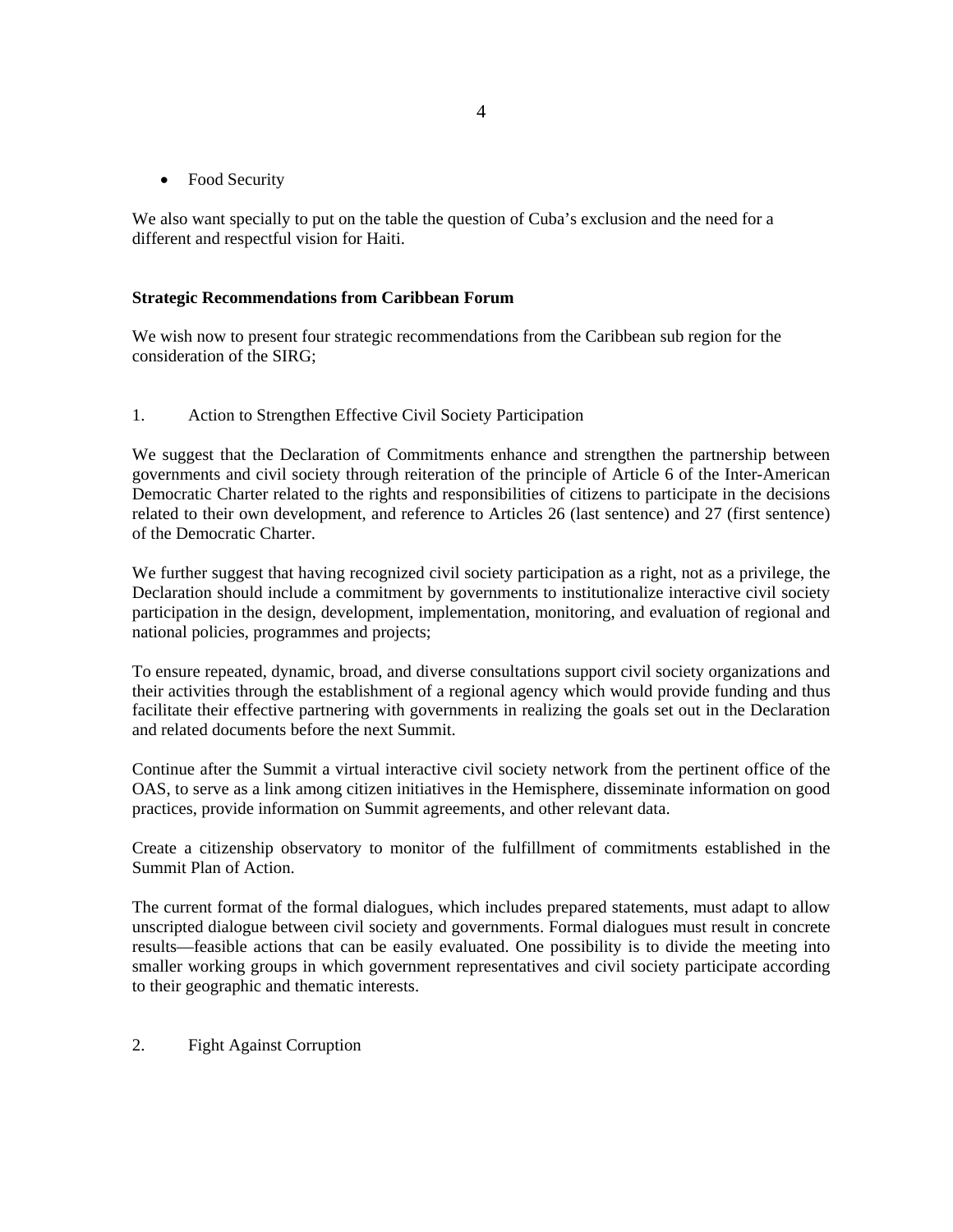- Food Security

We also want specially to put on the table the question of Cuba's exclusion and the need for a different and respectful vision for Haiti.

**Strategic Recommendations from Caribbean Forum**

We wish now to present four strategic recommendations from the Caribbean sub region for the consideration of the SIRG;

1. Action to Strengthen Effective Civil Society Participation

We suggest that the Declaration of Commitments enhance and strengthen the partnership between governments and civil society through reiteration of the principle of Article 6 of the Inter-American Democratic Charter related to the rights and responsibilities of citizens to participate in the decisions related to their own development, and reference to Articles 26 (last sentence) and 27 (first sentence) of the Democratic Charter.

We further suggest that having recognized civil society participation as a right, not as a privilege, the Declaration should include a commitment by governments to institutionalize interactive civil society participation in the design, development, implementation, monitoring, and evaluation of regional and national policies, programmes and projects;

To ensure repeated, dynamic, broad, and diverse consultations support civil society organizations and their activities through the establishment of a regional agency which would provide funding and thus facilitate their effective partnering with governments in realizing the goals set out in the Declaration and related documents before the next Summit.

Continue after the Summit a virtual interactive civil society network from the pertinent office of the OAS, to serve as a link among citizen initiatives in the Hemisphere, disseminate information on good practices, provide information on Summit agreements, and other relevant data.

Create a citizenship observatory to monitor of the fulfillment of commitments established in the Summit Plan of Action.

The current format of the formal dialogues, which includes prepared statements, must adapt to allow unscripted dialogue between civil society and governments. Formal dialogues must result in concrete results—feasible actions that can be easily evaluated. One possibility is to divide the meeting into smaller working groups in which government representatives and civil society participate according to their geographic and thematic interests.

2. Fight Against Corruption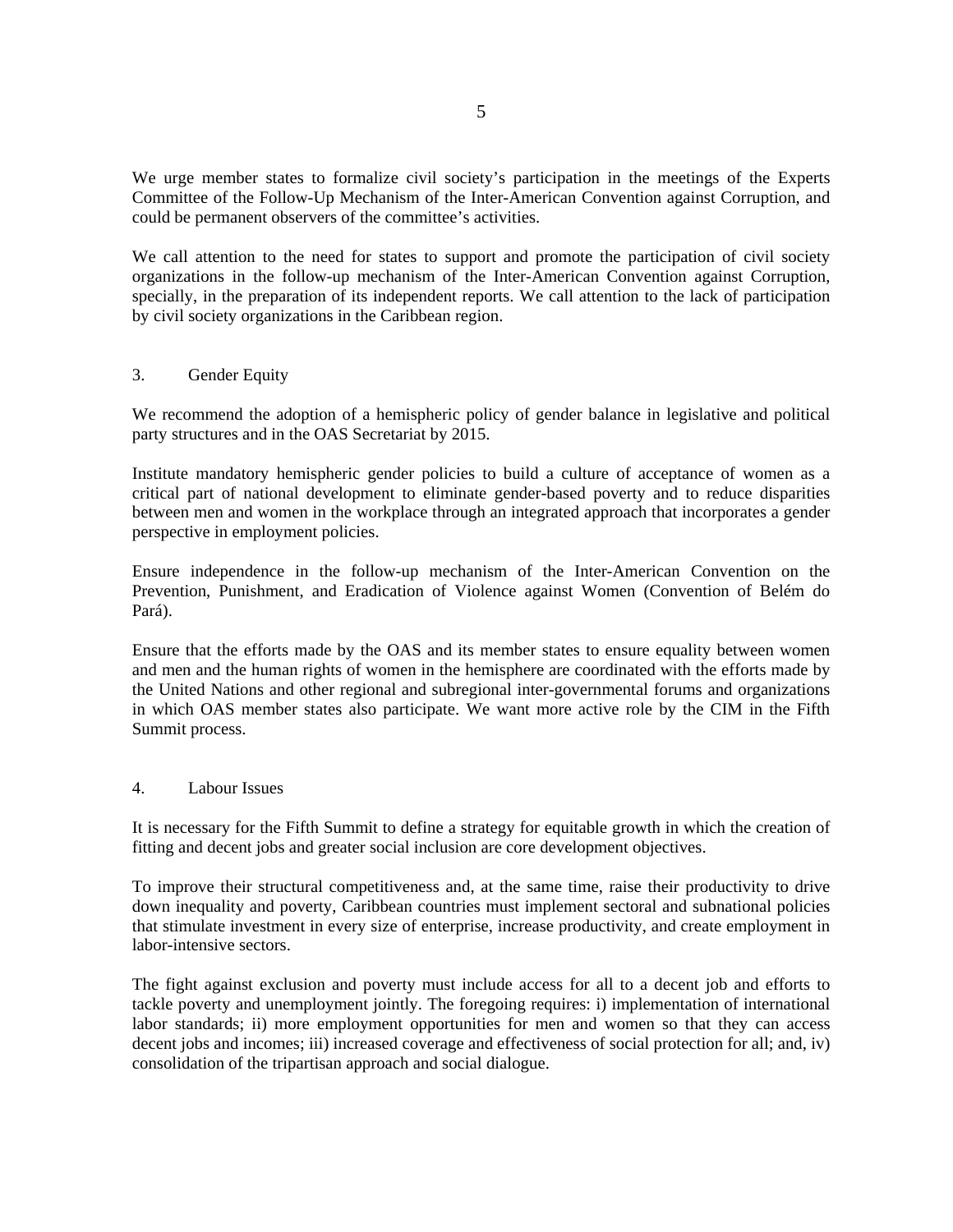We urge member states to formalize civil society's participation in the meetings of the Experts Committee of the Follow-Up Mechanism of the Inter-American Convention against Corruption, and could be permanent observers of the committee's activities.

We call attention to the need for states to support and promote the participation of civil society organizations in the follow-up mechanism of the Inter-American Convention against Corruption, specially, in the preparation of its independent reports. We call attention to the lack of participation by civil society organizations in the Caribbean region.

## 3. Gender Equity

We recommend the adoption of a hemispheric policy of gender balance in legislative and political party structures and in the OAS Secretariat by 2015.

Institute mandatory hemispheric gender policies to build a culture of acceptance of women as a critical part of national development to eliminate gender-based poverty and to reduce disparities between men and women in the workplace through an integrated approach that incorporates a gender perspective in employment policies.

Ensure independence in the follow-up mechanism of the Inter-American Convention on the Prevention, Punishment, and Eradication of Violence against Women (Convention of Belém do Pará).

Ensure that the efforts made by the OAS and its member states to ensure equality between women and men and the human rights of women in the hemisphere are coordinated with the efforts made by the United Nations and other regional and subregional inter-governmental forums and organizations in which OAS member states also participate. We want more active role by the CIM in the Fifth Summit process.

## 4. Labour Issues

It is necessary for the Fifth Summit to define a strategy for equitable growth in which the creation of fitting and decent jobs and greater social inclusion are core development objectives.

To improve their structural competitiveness and, at the same time, raise their productivity to drive down inequality and poverty, Caribbean countries must implement sectoral and subnational policies that stimulate investment in every size of enterprise, increase productivity, and create employment in labor-intensive sectors.

The fight against exclusion and poverty must include access for all to a decent job and efforts to tackle poverty and unemployment jointly. The foregoing requires: i) implementation of international labor standards; ii) more employment opportunities for men and women so that they can access decent jobs and incomes; iii) increased coverage and effectiveness of social protection for all; and, iv) consolidation of the tripartisan approach and social dialogue.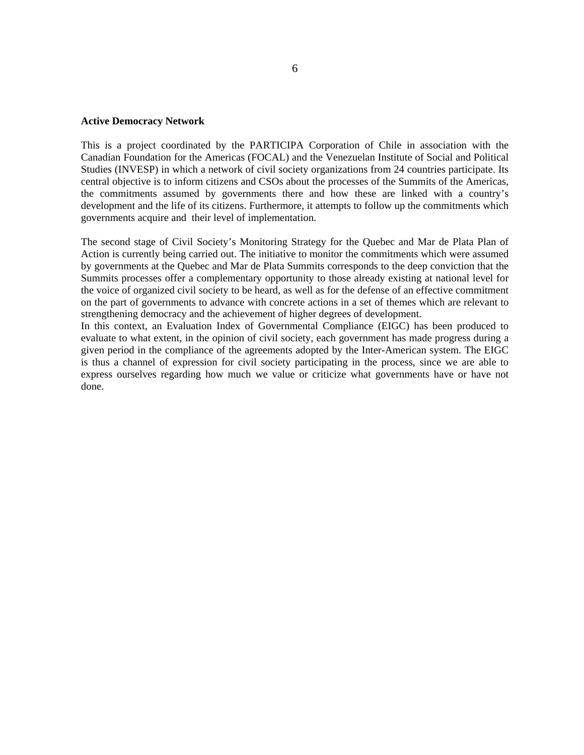**Active Democracy Network**

This is a project coordinated by the PARTICIPA Corporation of Chile in association with the Canadian Foundation for the Americas (FOCAL) and the Venezuelan Institute of Social and Political Studies (INVESP) in which a network of civil society organizations from 24 countries participate. Its central objective is to inform citizens and CSOs about the processes of the Summits of the Americas, the commitments assumed by governments there and how these are linked with a country's development and the life of its citizens. Furthermore, it attempts to follow up the commitments which governments acquire and their level of implementation.

The second stage of Civil Society's Monitoring Strategy for the Quebec and Mar de Plata Plan of Action is currently being carried out. The initiative to monitor the commitments which were assumed by governments at the Quebec and Mar de Plata Summits corresponds to the deep conviction that the Summits processes offer a complementary opportunity to those already existing at national level for the voice of organized civil society to be heard, as well as for the defense of an effective commitment on the part of governments to advance with concrete actions in a set of themes which are relevant to strengthening democracy and the achievement of higher degrees of development.

In this context, an Evaluation Index of Governmental Compliance (EIGC) has been produced to evaluate to what extent, in the opinion of civil society, each government has made progress during a given period in the compliance of the agreements adopted by the Inter-American system. The EIGC is thus a channel of expression for civil society participating in the process, since we are able to express ourselves regarding how much we value or criticize what governments have or have not done.